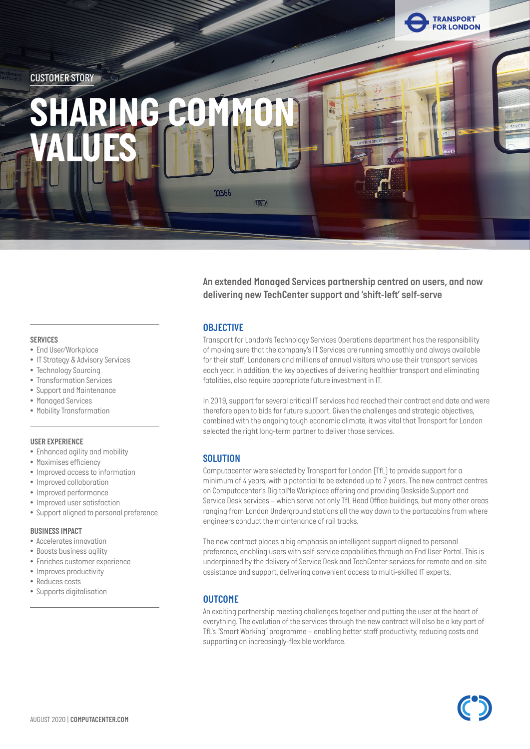CUSTOMER STORY

# SHARING COMMON VALUES

**An extended Managed Services partnership centred on users, and now delivering new TechCenter support and 'shift-left' self-serve**

## OBJECTIVE

Transport for London's Technology Services Operations department has the responsibility of making sure that the company's IT Services are running smoothly and always available for their staff, Londoners and millions of annual visitors who use their transport services each year. In addition, the key objectives of delivering healthier transport and eliminating fatalities, also require appropriate future investment in IT.

In 2019, support for several critical IT services had reached their contract end date and were therefore open to bids for future support. Given the challenges and strategic objectives, combined with the ongoing tough economic climate, it was vital that Transport for London selected the right long-term partner to deliver those services.

## SOLUTION

Computacenter were selected by Transport for London (TfL) to provide support for a minimum of 4 years, with a potential to be extended up to 7 years. The new contract centres on Computacenter's DigitalMe Workplace offering and providing Deskside Support and Service Desk services – which serve not only TfL Head Office buildings, but many other areas ranging from London Underground stations all the way down to the portacabins from where engineers conduct the maintenance of rail tracks.

The new contract places a big emphasis on intelligent support aligned to personal preference, enabling users with self-service capabilities through an End User Portal. This is underpinned by the delivery of Service Desk and TechCenter services for remote and on-site assistance and support, delivering convenient access to multi-skilled IT experts.

## OUTCOME

An exciting partnership meeting challenges together and putting the user at the heart of everything. The evolution of the services through the new contract will also be a key part of TfL's "Smart Working" programme – enabling better staff productivity, reducing costs and supporting an increasingly-flexible workforce.

### SERVICES

- End User/Workplace
- IT Strategy & Advisory Services
- Technology Sourcing
- Transformation Services
- Support and Maintenance
- Managed Services
- Mobility Transformation

### USER EXPERIENCE

- Enhanced agility and mobility
- Maximises efficiency
- Improved access to information
- Improved collaboration
- Improved performance
- Improved user satisfaction
- Support aligned to personal preference

### BUSINESS IMPACT

- Accelerates innovation
- Boosts business agility
- Enriches customer experience
- Improves productivity
- Reduces costs
- Supports digitalisation

AUGUST 2020 | **COMPUTACENTER.COM**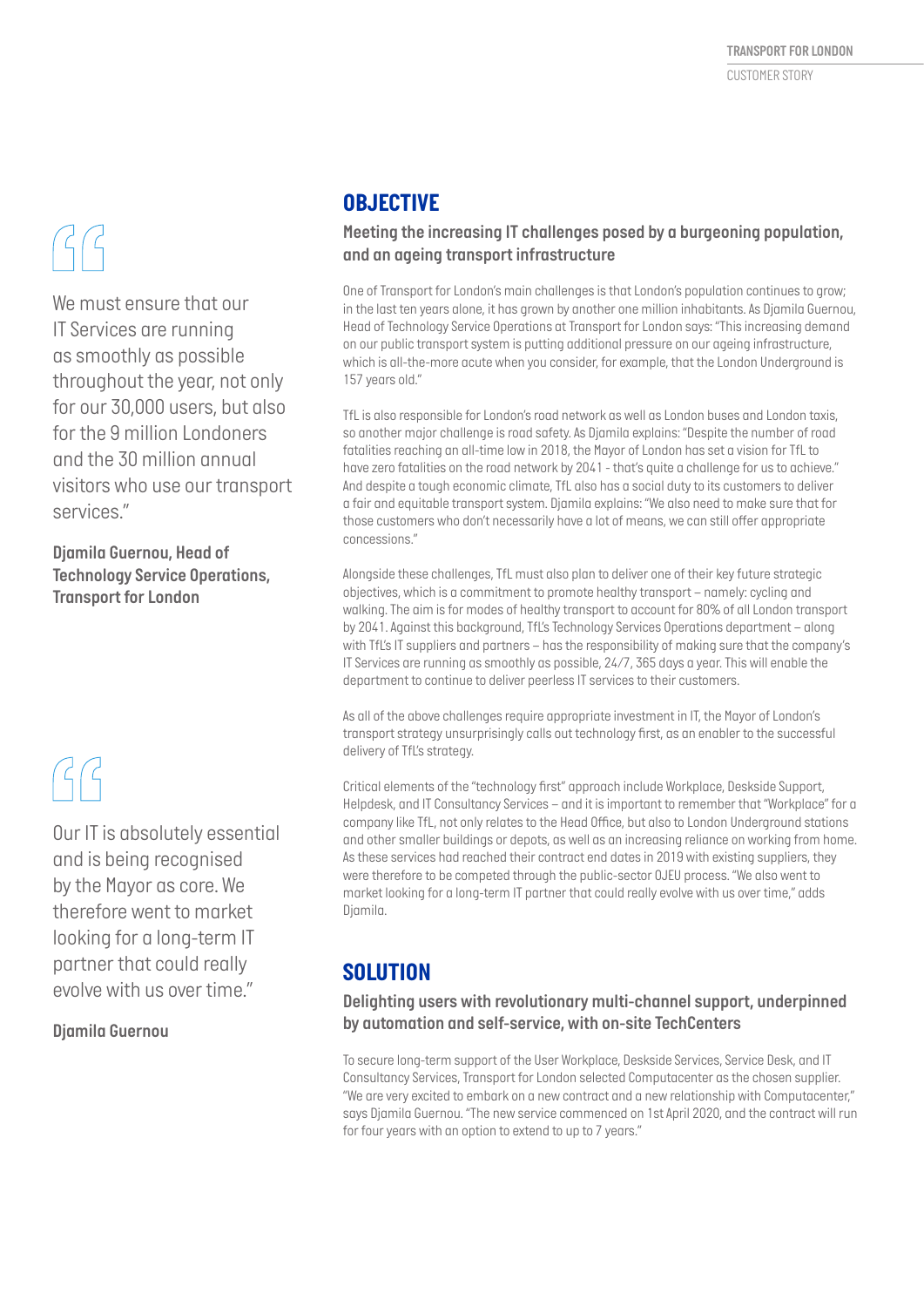> We must ensure that our IT Services are running as smoothly as possible throughout the year, not only for our 30,000 users, but also for the 9 million Londoners and the 30 million annual visitors who use our transport services."

**Djamila Guernou, Head of Technology Service Operations, Transport for London**

## OBJECTIVE

### Meeting the increasing IT challenges posed by a burgeoning population, and an ageing transport infrastructure

One of Transport for London's main challenges is that London's population continues to grow; in the last ten years alone, it has grown by another one million inhabitants. As Djamila Guernou, Head of Technology Service Operations at Transport for London says: "This increasing demand on our public transport system is putting additional pressure on our ageing infrastructure, which is all-the-more acute when you consider, for example, that the London Underground is 157 years old."

TfL is also responsible for London's road network as well as London buses and London taxis, so another major challenge is road safety. As Djamila explains: "Despite the number of road fatalities reaching an all-time low in 2018, the Mayor of London has set a vision for TfL to have zero fatalities on the road network by 2041 - that's quite a challenge for us to achieve." And despite a tough economic climate, TfL also has a social duty to its customers to deliver a fair and equitable transport system. Djamila explains: "We also need to make sure that for those customers who don't necessarily have a lot of means, we can still offer appropriate concessions."

Alongside these challenges, TfL must also plan to deliver one of their key future strategic objectives, which is a commitment to promote healthy transport – namely: cycling and walking. The aim is for modes of healthy transport to account for 80% of all London transport by 2041. Against this background, TfL's Technology Services Operations department – along with TfL's IT suppliers and partners – has the responsibility of making sure that the company's IT Services are running as smoothly as possible, 24/7, 365 days a year. This will enable the department to continue to deliver peerless IT services to their customers.

As all of the above challenges require appropriate investment in IT, the Mayor of London's transport strategy unsurprisingly calls out technology first, as an enabler to the successful delivery of TfL's strategy.

Critical elements of the "technology first" approach include Workplace, Deskside Support, Helpdesk, and IT Consultancy Services – and it is important to remember that "Workplace" for a company like TfL, not only relates to the Head Office, but also to London Underground stations and other smaller buildings or depots, as well as an increasing reliance on working from home. As these services had reached their contract end dates in 2019 with existing suppliers, they were therefore to be competed through the public-sector OJEU process. "We also went to market looking for a long-term IT partner that could really evolve with us over time," adds Djamila.

> Our IT is absolutely essential and is being recognised by the Mayor as core. We therefore went to market looking for a long-term IT partner that could really evolve with us over time."

**Djamila Guernou**

## SOLUTION

### Delighting users with revolutionary multi-channel support, underpinned by automation and self-service, with on-site TechCenters

To secure long-term support of the User Workplace, Deskside Services, Service Desk, and IT Consultancy Services, Transport for London selected Computacenter as the chosen supplier. "We are very excited to embark on a new contract and a new relationship with Computacenter," says Djamila Guernou. "The new service commenced on 1st April 2020, and the contract will run for four years with an option to extend to up to 7 years."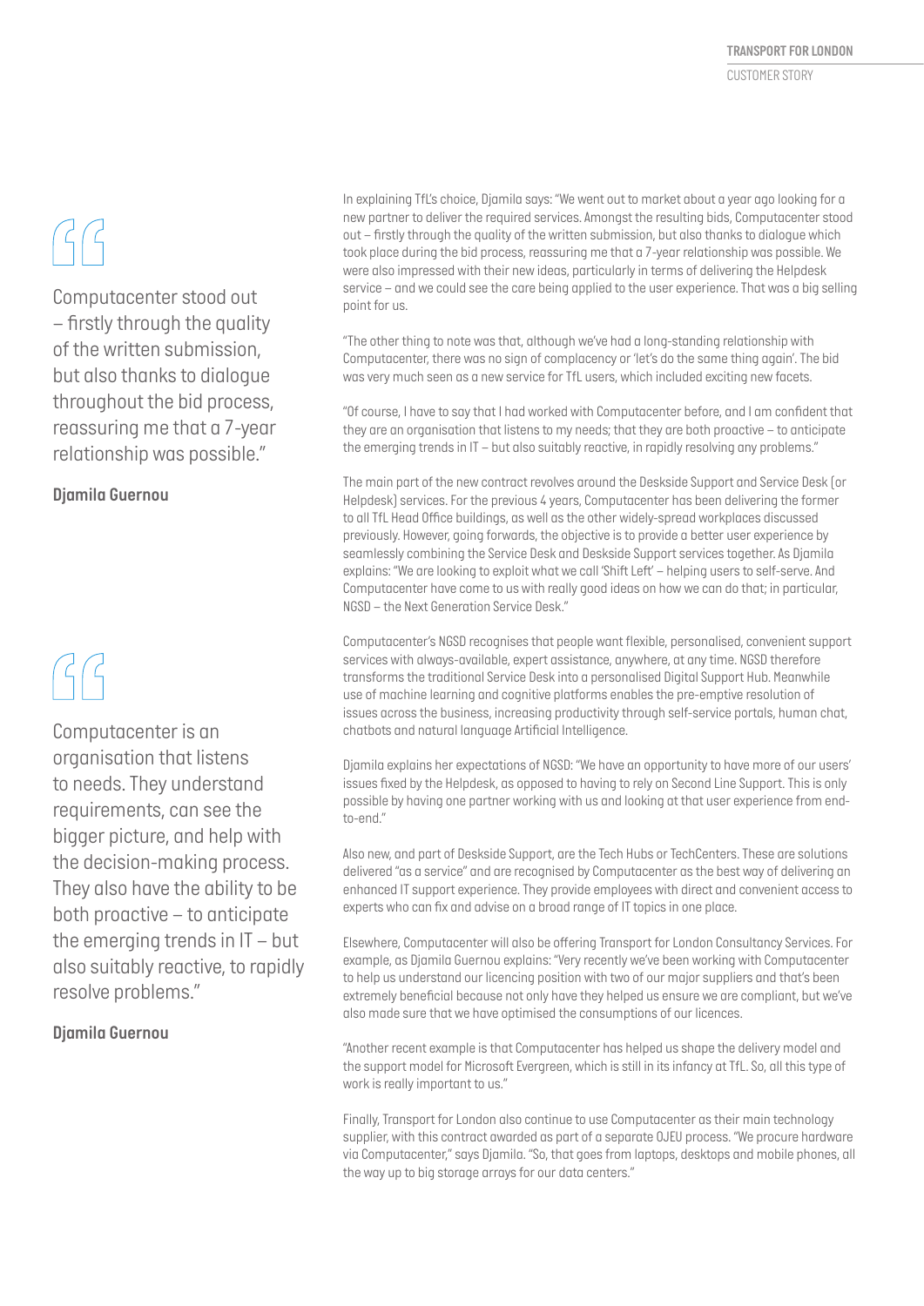> Computacenter stood out – firstly through the quality of the written submission, but also thanks to dialogue throughout the bid process, reassuring me that a 7-year relationship was possible."
>
> **Djamila Guernou**

> Computacenter is an organisation that listens to needs. They understand requirements, can see the bigger picture, and help with the decision-making process. They also have the ability to be both proactive – to anticipate the emerging trends in IT – but also suitably reactive, to rapidly resolve problems."
>
> **Djamila Guernou**

In explaining TfL's choice, Djamila says: "We went out to market about a year ago looking for a new partner to deliver the required services. Amongst the resulting bids, Computacenter stood out – firstly through the quality of the written submission, but also thanks to dialogue which took place during the bid process, reassuring me that a 7-year relationship was possible. We were also impressed with their new ideas, particularly in terms of delivering the Helpdesk service – and we could see the care being applied to the user experience. That was a big selling point for us.

"The other thing to note was that, although we've had a long-standing relationship with Computacenter, there was no sign of complacency or 'let's do the same thing again'. The bid was very much seen as a new service for TfL users, which included exciting new facets.

"Of course, I have to say that I had worked with Computacenter before, and I am confident that they are an organisation that listens to my needs; that they are both proactive – to anticipate the emerging trends in IT – but also suitably reactive, in rapidly resolving any problems."

The main part of the new contract revolves around the Deskside Support and Service Desk (or Helpdesk) services. For the previous 4 years, Computacenter has been delivering the former to all TfL Head Office buildings, as well as the other widely-spread workplaces discussed previously. However, going forwards, the objective is to provide a better user experience by seamlessly combining the Service Desk and Deskside Support services together. As Djamila explains: "We are looking to exploit what we call 'Shift Left' – helping users to self-serve. And Computacenter have come to us with really good ideas on how we can do that; in particular, NGSD – the Next Generation Service Desk."

Computacenter's NGSD recognises that people want flexible, personalised, convenient support services with always-available, expert assistance, anywhere, at any time. NGSD therefore transforms the traditional Service Desk into a personalised Digital Support Hub. Meanwhile use of machine learning and cognitive platforms enables the pre-emptive resolution of issues across the business, increasing productivity through self-service portals, human chat, chatbots and natural language Artificial Intelligence.

Djamila explains her expectations of NGSD: "We have an opportunity to have more of our users' issues fixed by the Helpdesk, as opposed to having to rely on Second Line Support. This is only possible by having one partner working with us and looking at that user experience from end-to-end."

Also new, and part of Deskside Support, are the Tech Hubs or TechCenters. These are solutions delivered "as a service" and are recognised by Computacenter as the best way of delivering an enhanced IT support experience. They provide employees with direct and convenient access to experts who can fix and advise on a broad range of IT topics in one place.

Elsewhere, Computacenter will also be offering Transport for London Consultancy Services. For example, as Djamila Guernou explains: "Very recently we've been working with Computacenter to help us understand our licencing position with two of our major suppliers and that's been extremely beneficial because not only have they helped us ensure we are compliant, but we've also made sure that we have optimised the consumptions of our licences.

"Another recent example is that Computacenter has helped us shape the delivery model and the support model for Microsoft Evergreen, which is still in its infancy at TfL. So, all this type of work is really important to us."

Finally, Transport for London also continue to use Computacenter as their main technology supplier, with this contract awarded as part of a separate OJEU process. "We procure hardware via Computacenter," says Djamila. "So, that goes from laptops, desktops and mobile phones, all the way up to big storage arrays for our data centers."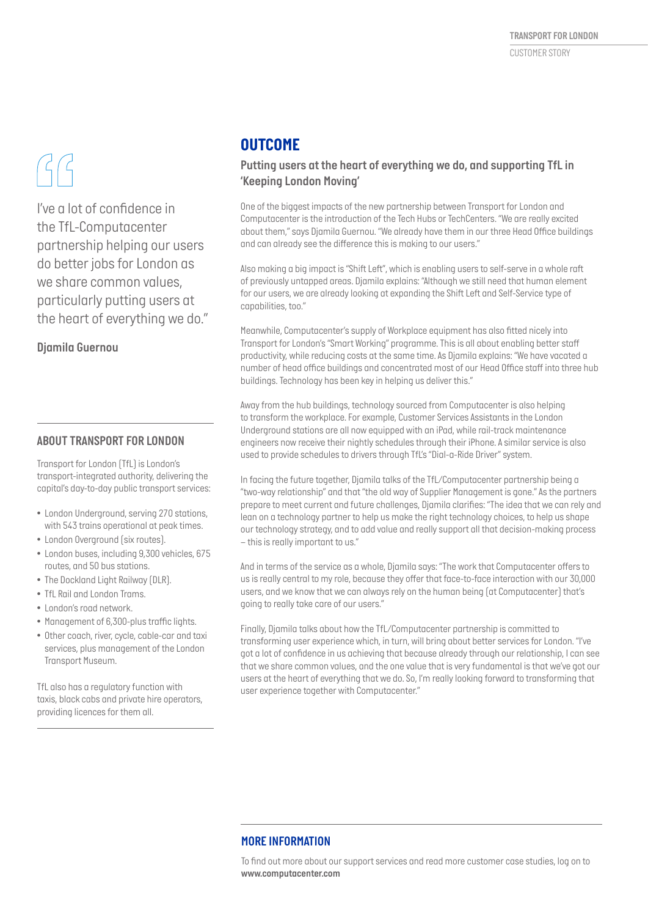> I've a lot of confidence in the TfL-Computacenter partnership helping our users do better jobs for London as we share common values, particularly putting users at the heart of everything we do."

**Djamila Guernou**

### ABOUT TRANSPORT FOR LONDON

Transport for London (TfL) is London's transport-integrated authority, delivering the capital's day-to-day public transport services:

- London Underground, serving 270 stations, with 543 trains operational at peak times.
- London Overground (six routes).
- London buses, including 9,300 vehicles, 675 routes, and 50 bus stations.
- The Dockland Light Railway (DLR).
- TfL Rail and London Trams.
- London's road network.
- Management of 6,300-plus traffic lights.
- Other coach, river, cycle, cable-car and taxi services, plus management of the London Transport Museum.

TfL also has a regulatory function with taxis, black cabs and private hire operators, providing licences for them all.

## OUTCOME

### Putting users at the heart of everything we do, and supporting TfL in 'Keeping London Moving'

One of the biggest impacts of the new partnership between Transport for London and Computacenter is the introduction of the Tech Hubs or TechCenters. "We are really excited about them," says Djamila Guernou. "We already have them in our three Head Office buildings and can already see the difference this is making to our users."

Also making a big impact is "Shift Left", which is enabling users to self-serve in a whole raft of previously untapped areas. Djamila explains: "Although we still need that human element for our users, we are already looking at expanding the Shift Left and Self-Service type of capabilities, too."

Meanwhile, Computacenter's supply of Workplace equipment has also fitted nicely into Transport for London's "Smart Working" programme. This is all about enabling better staff productivity, while reducing costs at the same time. As Djamila explains: "We have vacated a number of head office buildings and concentrated most of our Head Office staff into three hub buildings. Technology has been key in helping us deliver this."

Away from the hub buildings, technology sourced from Computacenter is also helping to transform the workplace. For example, Customer Services Assistants in the London Underground stations are all now equipped with an iPad, while rail-track maintenance engineers now receive their nightly schedules through their iPhone. A similar service is also used to provide schedules to drivers through TfL's "Dial-a-Ride Driver" system.

In facing the future together, Djamila talks of the TfL/Computacenter partnership being a "two-way relationship" and that "the old way of Supplier Management is gone." As the partners prepare to meet current and future challenges, Djamila clarifies: "The idea that we can rely and lean on a technology partner to help us make the right technology choices, to help us shape our technology strategy, and to add value and really support all that decision-making process – this is really important to us."

And in terms of the service as a whole, Djamila says: "The work that Computacenter offers to us is really central to my role, because they offer that face-to-face interaction with our 30,000 users, and we know that we can always rely on the human being (at Computacenter) that's going to really take care of our users."

Finally, Djamila talks about how the TfL/Computacenter partnership is committed to transforming user experience which, in turn, will bring about better services for London. "I've got a lot of confidence in us achieving that because already through our relationship, I can see that we share common values, and the one value that is very fundamental is that we've got our users at the heart of everything that we do. So, I'm really looking forward to transforming that user experience together with Computacenter."

## MORE INFORMATION

To find out more about our support services and read more customer case studies, log on to **www.computacenter.com**